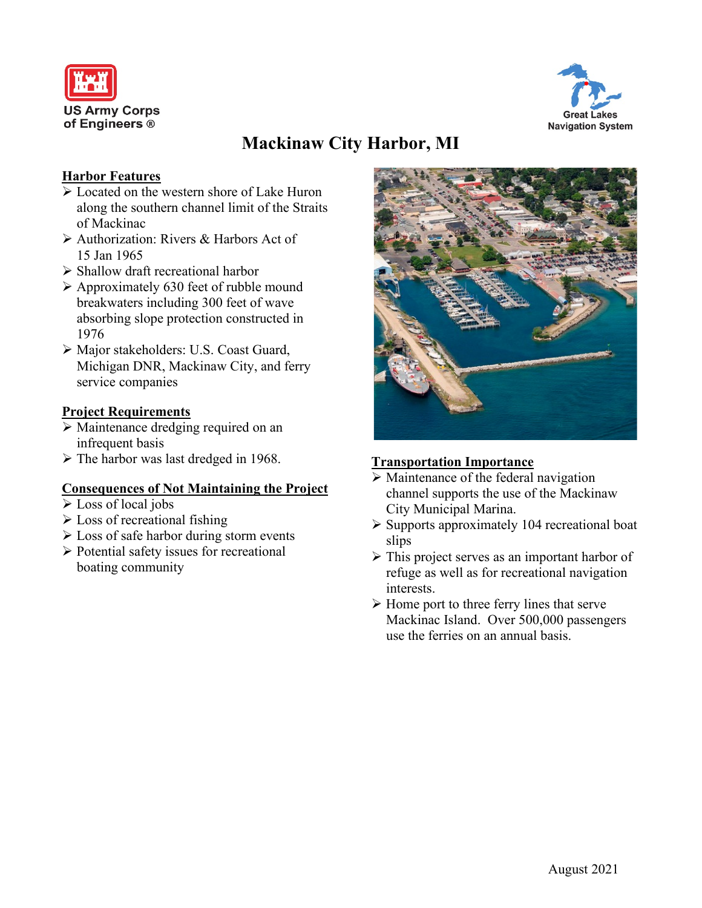US Army Corps of Engineers ®

Great Lakes Navigation System

# Mackinaw City Harbor, MI

## Harbor Features

- Located on the western shore of Lake Huron along the southern channel limit of the Straits of Mackinac
- Authorization: Rivers & Harbors Act of 15 Jan 1965
- Shallow draft recreational harbor
- Approximately 630 feet of rubble mound breakwaters including 300 feet of wave absorbing slope protection constructed in 1976
- Major stakeholders: U.S. Coast Guard, Michigan DNR, Mackinaw City, and ferry service companies

## Project Requirements

- Maintenance dredging required on an infrequent basis
- The harbor was last dredged in 1968.

## Consequences of Not Maintaining the Project

- Loss of local jobs
- Loss of recreational fishing
- Loss of safe harbor during storm events
- Potential safety issues for recreational boating community

## Transportation Importance

- Maintenance of the federal navigation channel supports the use of the Mackinaw City Municipal Marina.
- Supports approximately 104 recreational boat slips
- This project serves as an important harbor of refuge as well as for recreational navigation interests.
- Home port to three ferry lines that serve Mackinac Island. Over 500,000 passengers use the ferries on an annual basis.

August 2021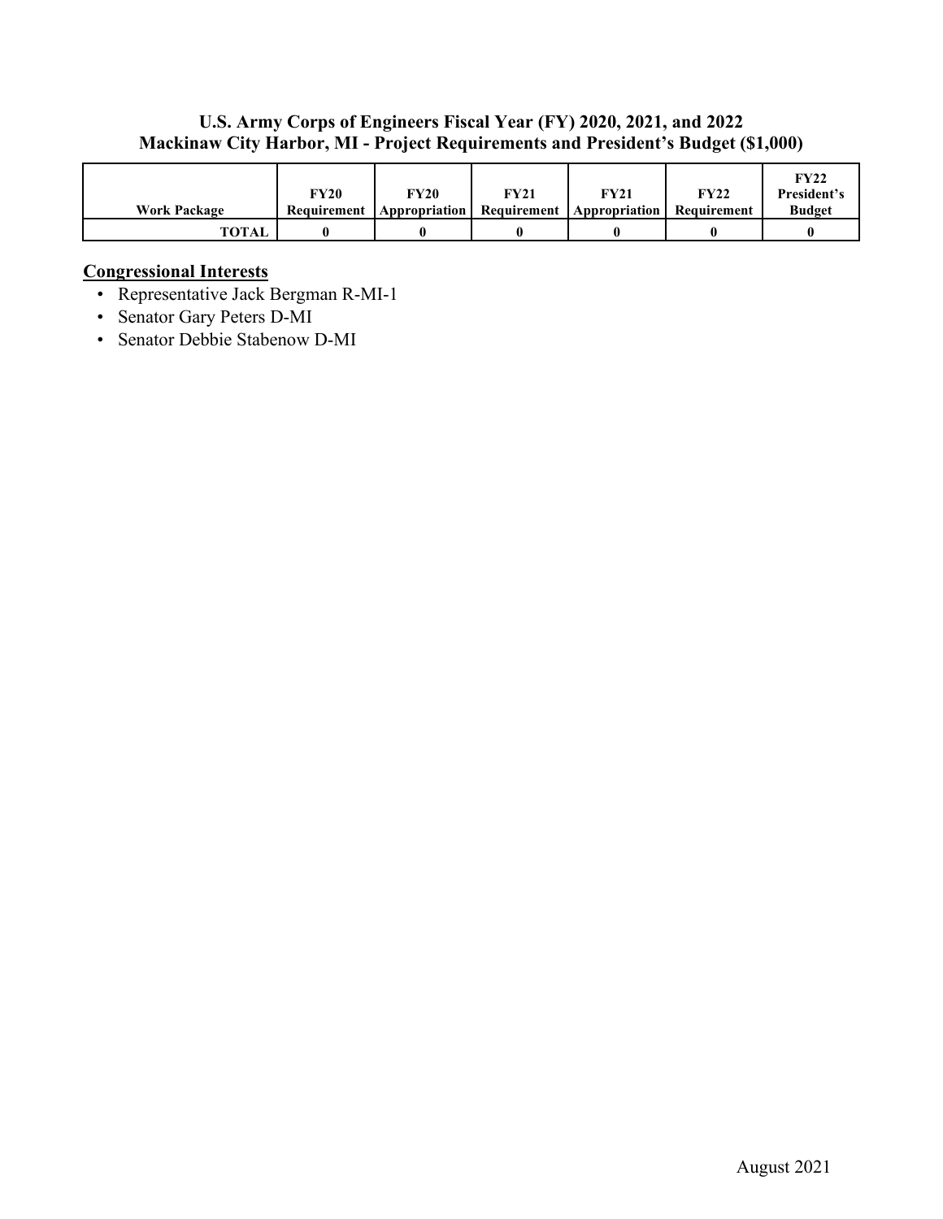**U.S. Army Corps of Engineers Fiscal Year (FY) 2020, 2021, and 2022**
**Mackinaw City Harbor, MI - Project Requirements and President's Budget ($1,000)**

| Work Package | FY20 Requirement | FY20 Appropriation | FY21 Requirement | FY21 Appropriation | FY22 Requirement | FY22 President's Budget |
|---|---|---|---|---|---|---|
| **TOTAL** | **0** | **0** | **0** | **0** | **0** | **0** |

## Congressional Interests

- Representative Jack Bergman R-MI-1
- Senator Gary Peters D-MI
- Senator Debbie Stabenow D-MI

August 2021